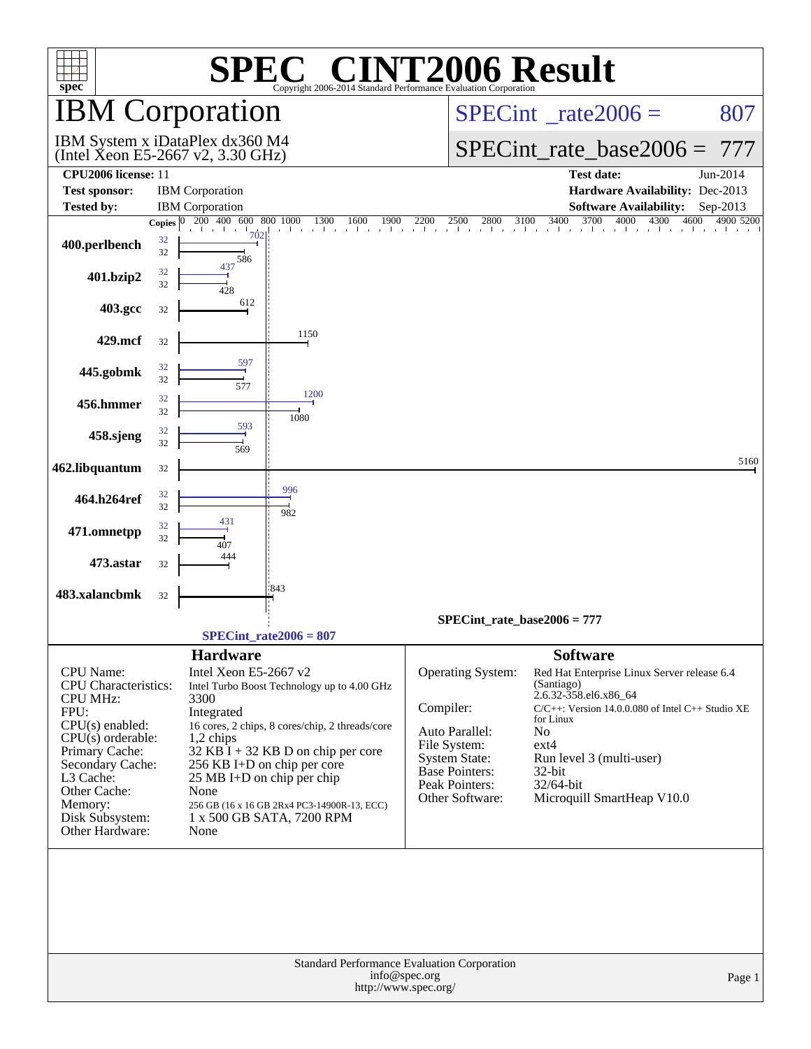# SPEC® CINT2006 Result

Copyright 2006-2014 Standard Performance Evaluation Corporation

## IBM Corporation

IBM System x iDataPlex dx360 M4
(Intel Xeon E5-2667 v2, 3.30 GHz)

SPECint_rate2006 = 807

SPECint_rate_base2006 = 777

| | | | |
|---|---|---|---|
| **CPU2006 license:** | 11 | **Test date:** | Jun-2014 |
| **Test sponsor:** | IBM Corporation | **Hardware Availability:** | Dec-2013 |
| **Tested by:** | IBM Corporation | **Software Availability:** | Sep-2013 |

| Benchmark | Copies (peak) | Peak | Copies (base) | Base |
|---|---|---|---|---|
| 400.perlbench | 32 | 702 | 32 | 586 |
| 401.bzip2 | 32 | 437 | 32 | 428 |
| 403.gcc | | | 32 | 612 |
| 429.mcf | | | 32 | 1150 |
| 445.gobmk | 32 | 597 | 32 | 577 |
| 456.hmmer | 32 | 1200 | 32 | 1080 |
| 458.sjeng | 32 | 593 | 32 | 569 |
| 462.libquantum | | | 32 | 5160 |
| 464.h264ref | 32 | 996 | 32 | 982 |
| 471.omnetpp | 32 | 431 | 32 | 407 |
| 473.astar | | | 32 | 444 |
| 483.xalancbmk | | | 32 | 843 |

SPECint_rate_base2006 = 777

SPECint_rate2006 = 807

### Hardware

| | |
|---|---|
| CPU Name: | Intel Xeon E5-2667 v2 |
| CPU Characteristics: | Intel Turbo Boost Technology up to 4.00 GHz |
| CPU MHz: | 3300 |
| FPU: | Integrated |
| CPU(s) enabled: | 16 cores, 2 chips, 8 cores/chip, 2 threads/core |
| CPU(s) orderable: | 1,2 chips |
| Primary Cache: | 32 KB I + 32 KB D on chip per core |
| Secondary Cache: | 256 KB I+D on chip per core |
| L3 Cache: | 25 MB I+D on chip per chip |
| Other Cache: | None |
| Memory: | 256 GB (16 x 16 GB 2Rx4 PC3-14900R-13, ECC) |
| Disk Subsystem: | 1 x 500 GB SATA, 7200 RPM |
| Other Hardware: | None |

### Software

| | |
|---|---|
| Operating System: | Red Hat Enterprise Linux Server release 6.4 (Santiago) 2.6.32-358.el6.x86_64 |
| Compiler: | C/C++: Version 14.0.0.080 of Intel C++ Studio XE for Linux |
| Auto Parallel: | No |
| File System: | ext4 |
| System State: | Run level 3 (multi-user) |
| Base Pointers: | 32-bit |
| Peak Pointers: | 32/64-bit |
| Other Software: | Microquill SmartHeap V10.0 |

Standard Performance Evaluation Corporation
info@spec.org
http://www.spec.org/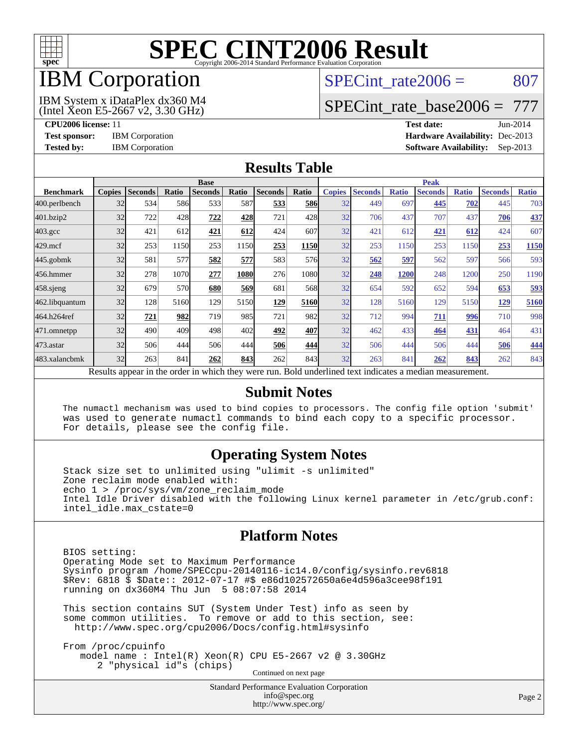# SPEC CINT2006 Result

Copyright 2006-2014 Standard Performance Evaluation Corporation

## IBM Corporation

IBM System x iDataPlex dx360 M4
(Intel Xeon E5-2667 v2, 3.30 GHz)

SPECint_rate2006 = 807

SPECint_rate_base2006 = 777

**CPU2006 license:** 11
**Test sponsor:** IBM Corporation
**Tested by:** IBM Corporation

**Test date:** Jun-2014
**Hardware Availability:** Dec-2013
**Software Availability:** Sep-2013

## Results Table

| | Base | | | | | | | Peak | | | | | | |
|---|---|---|---|---|---|---|---|---|---|---|---|---|---|---|
| **Benchmark** | **Copies** | **Seconds** | **Ratio** | **Seconds** | **Ratio** | **Seconds** | **Ratio** | **Copies** | **Seconds** | **Ratio** | **Seconds** | **Ratio** | **Seconds** | **Ratio** |
| 400.perlbench | 32 | 534 | 586 | 533 | 587 | **533** | **586** | 32 | 449 | 697 | **445** | **702** | 445 | 703 |
| 401.bzip2 | 32 | 722 | 428 | **722** | **428** | 721 | 428 | 32 | 706 | 437 | 707 | 437 | **706** | **437** |
| 403.gcc | 32 | 421 | 612 | **421** | **612** | 424 | 607 | 32 | 421 | 612 | **421** | **612** | 424 | 607 |
| 429.mcf | 32 | 253 | 1150 | 253 | 1150 | **253** | **1150** | 32 | 253 | 1150 | 253 | 1150 | **253** | **1150** |
| 445.gobmk | 32 | 581 | 577 | **582** | **577** | 583 | 576 | 32 | **562** | **597** | 562 | 597 | 566 | 593 |
| 456.hmmer | 32 | 278 | 1070 | **277** | **1080** | 276 | 1080 | 32 | **248** | **1200** | 248 | 1200 | 250 | 1190 |
| 458.sjeng | 32 | 679 | 570 | **680** | **569** | 681 | 568 | 32 | 654 | 592 | 652 | 594 | **653** | **593** |
| 462.libquantum | 32 | 128 | 5160 | 129 | 5150 | **129** | **5160** | 32 | 128 | 5160 | 129 | 5150 | **129** | **5160** |
| 464.h264ref | 32 | **721** | **982** | 719 | 985 | 721 | 982 | 32 | 712 | 994 | **711** | **996** | 710 | 998 |
| 471.omnetpp | 32 | 490 | 409 | 498 | 402 | **492** | **407** | 32 | 462 | 433 | **464** | **431** | 464 | 431 |
| 473.astar | 32 | 506 | 444 | 506 | 444 | **506** | **444** | 32 | 506 | 444 | 506 | 444 | **506** | **444** |
| 483.xalancbmk | 32 | 263 | 841 | **262** | **843** | 262 | 843 | 32 | 263 | 841 | **262** | **843** | 262 | 843 |

Results appear in the order in which they were run. Bold underlined text indicates a median measurement.

## Submit Notes

```
The numactl mechanism was used to bind copies to processors. The config file option 'submit'
was used to generate numactl commands to bind each copy to a specific processor.
For details, please see the config file.
```

## Operating System Notes

```
Stack size set to unlimited using "ulimit -s unlimited"
Zone reclaim mode enabled with:
echo 1 > /proc/sys/vm/zone_reclaim_mode
Intel Idle Driver disabled with the following Linux kernel parameter in /etc/grub.conf:
intel_idle.max_cstate=0
```

## Platform Notes

```
BIOS setting:
Operating Mode set to Maximum Performance
Sysinfo program /home/SPECcpu-20140116-ic14.0/config/sysinfo.rev6818
$Rev: 6818 $ $Date:: 2012-07-17 #$ e86d102572650a6e4d596a3cee98f191
running on dx360M4 Thu Jun  5 08:07:58 2014

This section contains SUT (System Under Test) info as seen by
some common utilities.  To remove or add to this section, see:
  http://www.spec.org/cpu2006/Docs/config.html#sysinfo

From /proc/cpuinfo
    model name : Intel(R) Xeon(R) CPU E5-2667 v2 @ 3.30GHz
       2 "physical id"s (chips)
```

Continued on next page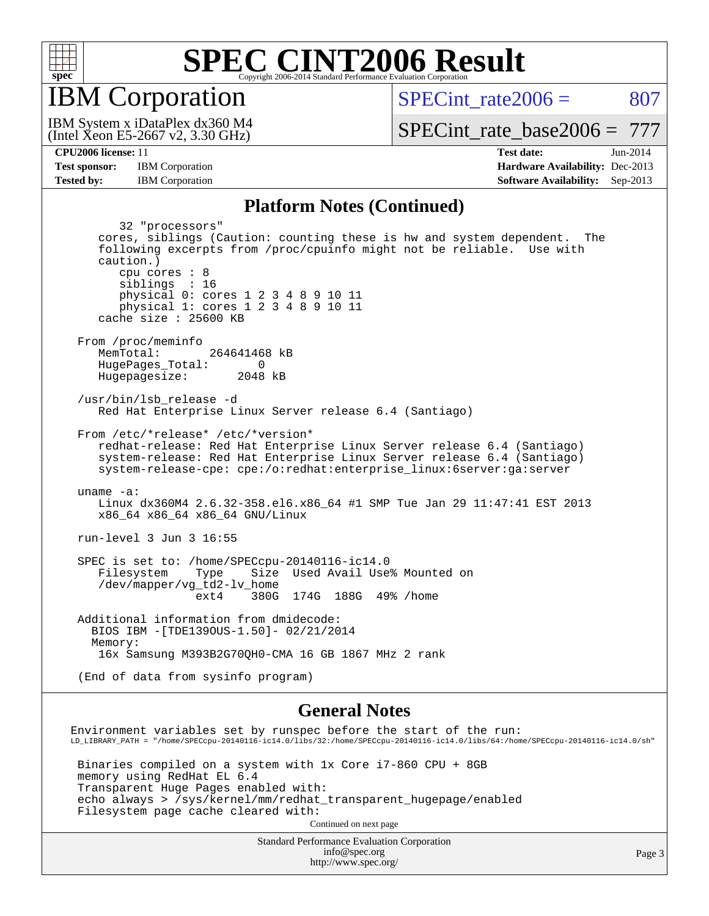# SPEC CINT2006 Result

## IBM Corporation

IBM System x iDataPlex dx360 M4
(Intel Xeon E5-2667 v2, 3.30 GHz)

SPECint_rate2006 = 807

SPECint_rate_base2006 = 777

**CPU2006 license:** 11
**Test sponsor:** IBM Corporation
**Tested by:** IBM Corporation

**Test date:** Jun-2014
**Hardware Availability:** Dec-2013
**Software Availability:** Sep-2013

### Platform Notes (Continued)

```
        32 "processors"
     cores, siblings (Caution: counting these is hw and system dependent.  The
     following excerpts from /proc/cpuinfo might not be reliable.  Use with
     caution.)
        cpu cores : 8
        siblings  : 16
        physical 0: cores 1 2 3 4 8 9 10 11
        physical 1: cores 1 2 3 4 8 9 10 11
     cache size : 25600 KB

  From /proc/meminfo
     MemTotal:       264641468 kB
     HugePages_Total:       0
     Hugepagesize:       2048 kB

  /usr/bin/lsb_release -d
     Red Hat Enterprise Linux Server release 6.4 (Santiago)

  From /etc/*release* /etc/*version*
     redhat-release: Red Hat Enterprise Linux Server release 6.4 (Santiago)
     system-release: Red Hat Enterprise Linux Server release 6.4 (Santiago)
     system-release-cpe: cpe:/o:redhat:enterprise_linux:6server:ga:server

  uname -a:
     Linux dx360M4 2.6.32-358.el6.x86_64 #1 SMP Tue Jan 29 11:47:41 EST 2013
     x86_64 x86_64 x86_64 GNU/Linux

  run-level 3 Jun 3 16:55

  SPEC is set to: /home/SPECcpu-20140116-ic14.0
     Filesystem    Type    Size  Used Avail Use% Mounted on
     /dev/mapper/vg_td2-lv_home
                   ext4    380G  174G  188G  49% /home

  Additional information from dmidecode:
    BIOS IBM -[TDE139OUS-1.50]- 02/21/2014
    Memory:
     16x Samsung M393B2G70QH0-CMA 16 GB 1867 MHz 2 rank

  (End of data from sysinfo program)
```

### General Notes

```
 Environment variables set by runspec before the start of the run:
 LD_LIBRARY_PATH = "/home/SPECcpu-20140116-ic14.0/libs/32:/home/SPECcpu-20140116-ic14.0/libs/64:/home/SPECcpu-20140116-ic14.0/sh"

  Binaries compiled on a system with 1x Core i7-860 CPU + 8GB
  memory using RedHat EL 6.4
  Transparent Huge Pages enabled with:
  echo always > /sys/kernel/mm/redhat_transparent_hugepage/enabled
  Filesystem page cache cleared with:
```

Continued on next page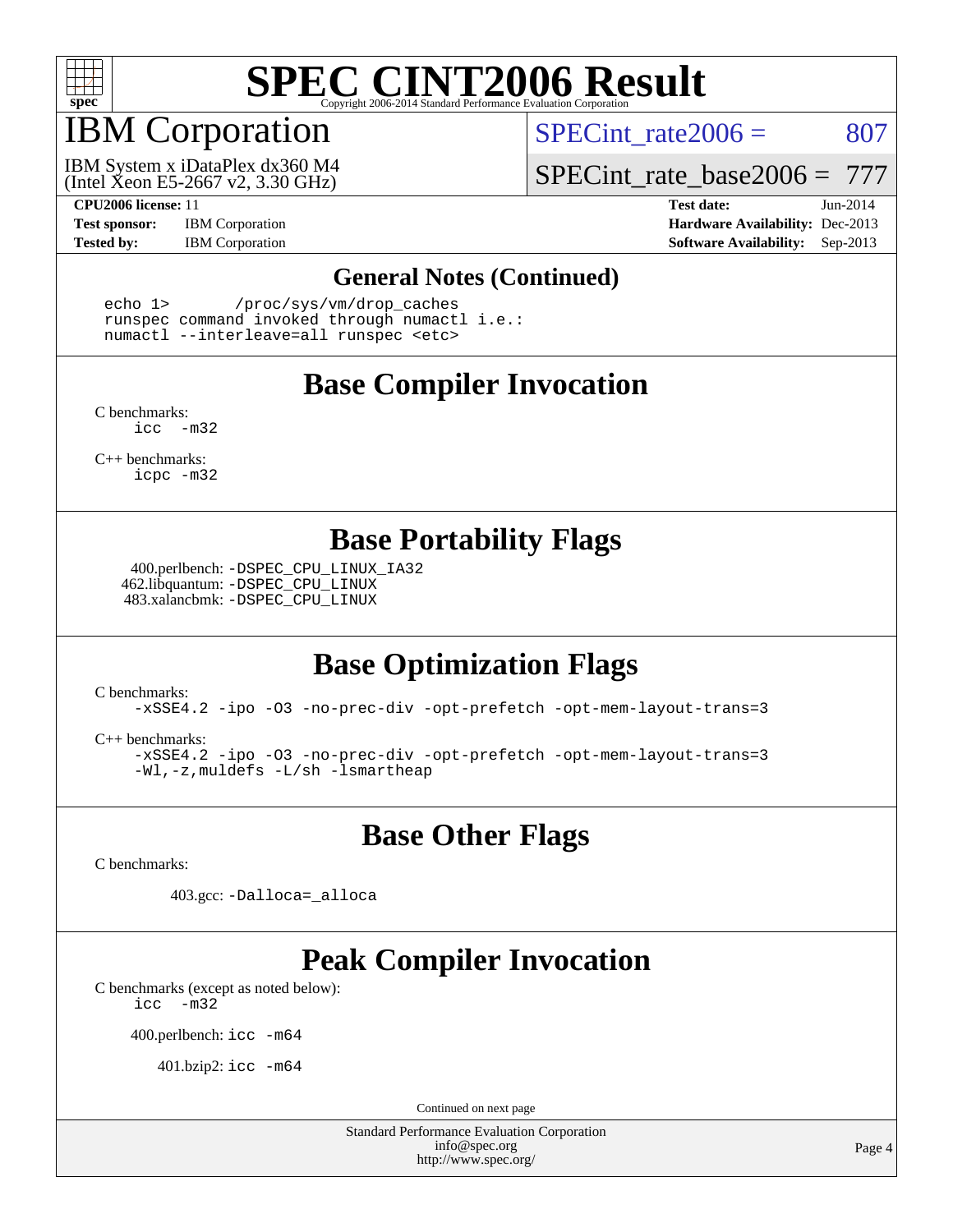# SPEC CINT2006 Result

Copyright 2006-2014 Standard Performance Evaluation Corporation

## IBM Corporation

IBM System x iDataPlex dx360 M4
(Intel Xeon E5-2667 v2, 3.30 GHz)

SPECint_rate2006 = 807

SPECint_rate_base2006 = 777

| | | | |
|---|---|---|---|
| **CPU2006 license:** 11 | | **Test date:** | Jun-2014 |
| **Test sponsor:** | IBM Corporation | **Hardware Availability:** | Dec-2013 |
| **Tested by:** | IBM Corporation | **Software Availability:** | Sep-2013 |

### General Notes (Continued)

```
echo 1>       /proc/sys/vm/drop_caches
runspec command invoked through numactl i.e.:
numactl --interleave=all runspec <etc>
```

## Base Compiler Invocation

C benchmarks:
```
icc  -m32
```

C++ benchmarks:
```
icpc -m32
```

## Base Portability Flags

400.perlbench: `-DSPEC_CPU_LINUX_IA32`
462.libquantum: `-DSPEC_CPU_LINUX`
483.xalancbmk: `-DSPEC_CPU_LINUX`

## Base Optimization Flags

C benchmarks:
```
-xSSE4.2 -ipo -O3 -no-prec-div -opt-prefetch -opt-mem-layout-trans=3
```

C++ benchmarks:
```
-xSSE4.2 -ipo -O3 -no-prec-div -opt-prefetch -opt-mem-layout-trans=3
-Wl,-z,muldefs -L/sh -lsmartheap
```

## Base Other Flags

C benchmarks:

403.gcc: `-Dalloca=_alloca`

## Peak Compiler Invocation

C benchmarks (except as noted below):
```
icc  -m32
```

400.perlbench: `icc -m64`

401.bzip2: `icc -m64`

Continued on next page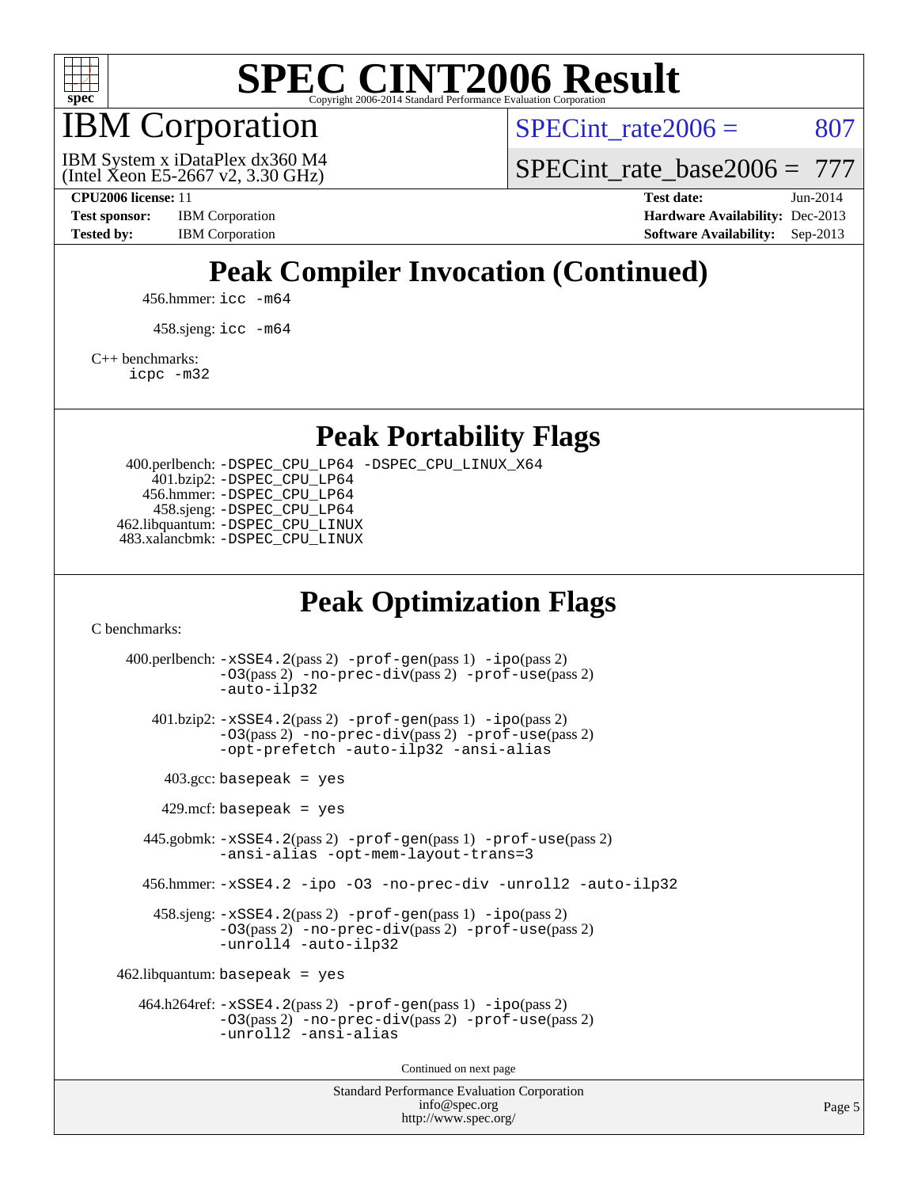# SPEC CINT2006 Result

Copyright 2006-2014 Standard Performance Evaluation Corporation

# IBM Corporation

IBM System x iDataPlex dx360 M4
(Intel Xeon E5-2667 v2, 3.30 GHz)

SPECint_rate2006 = 807

SPECint_rate_base2006 = 777

**CPU2006 license:** 11
**Test sponsor:** IBM Corporation
**Tested by:** IBM Corporation
**Test date:** Jun-2014
**Hardware Availability:** Dec-2013
**Software Availability:** Sep-2013

## Peak Compiler Invocation (Continued)

456.hmmer: `icc -m64`

458.sjeng: `icc -m64`

C++ benchmarks:
`icpc -m32`

## Peak Portability Flags

400.perlbench: `-DSPEC_CPU_LP64 -DSPEC_CPU_LINUX_X64`
401.bzip2: `-DSPEC_CPU_LP64`
456.hmmer: `-DSPEC_CPU_LP64`
458.sjeng: `-DSPEC_CPU_LP64`
462.libquantum: `-DSPEC_CPU_LINUX`
483.xalancbmk: `-DSPEC_CPU_LINUX`

## Peak Optimization Flags

C benchmarks:

400.perlbench: `-xSSE4.2`(pass 2) `-prof-gen`(pass 1) `-ipo`(pass 2) `-O3`(pass 2) `-no-prec-div`(pass 2) `-prof-use`(pass 2) `-auto-ilp32`

401.bzip2: `-xSSE4.2`(pass 2) `-prof-gen`(pass 1) `-ipo`(pass 2) `-O3`(pass 2) `-no-prec-div`(pass 2) `-prof-use`(pass 2) `-opt-prefetch -auto-ilp32 -ansi-alias`

403.gcc: `basepeak = yes`

429.mcf: `basepeak = yes`

445.gobmk: `-xSSE4.2`(pass 2) `-prof-gen`(pass 1) `-prof-use`(pass 2) `-ansi-alias -opt-mem-layout-trans=3`

456.hmmer: `-xSSE4.2 -ipo -O3 -no-prec-div -unroll2 -auto-ilp32`

458.sjeng: `-xSSE4.2`(pass 2) `-prof-gen`(pass 1) `-ipo`(pass 2) `-O3`(pass 2) `-no-prec-div`(pass 2) `-prof-use`(pass 2) `-unroll4 -auto-ilp32`

462.libquantum: `basepeak = yes`

464.h264ref: `-xSSE4.2`(pass 2) `-prof-gen`(pass 1) `-ipo`(pass 2) `-O3`(pass 2) `-no-prec-div`(pass 2) `-prof-use`(pass 2) `-unroll2 -ansi-alias`

Continued on next page

Standard Performance Evaluation Corporation
info@spec.org
http://www.spec.org/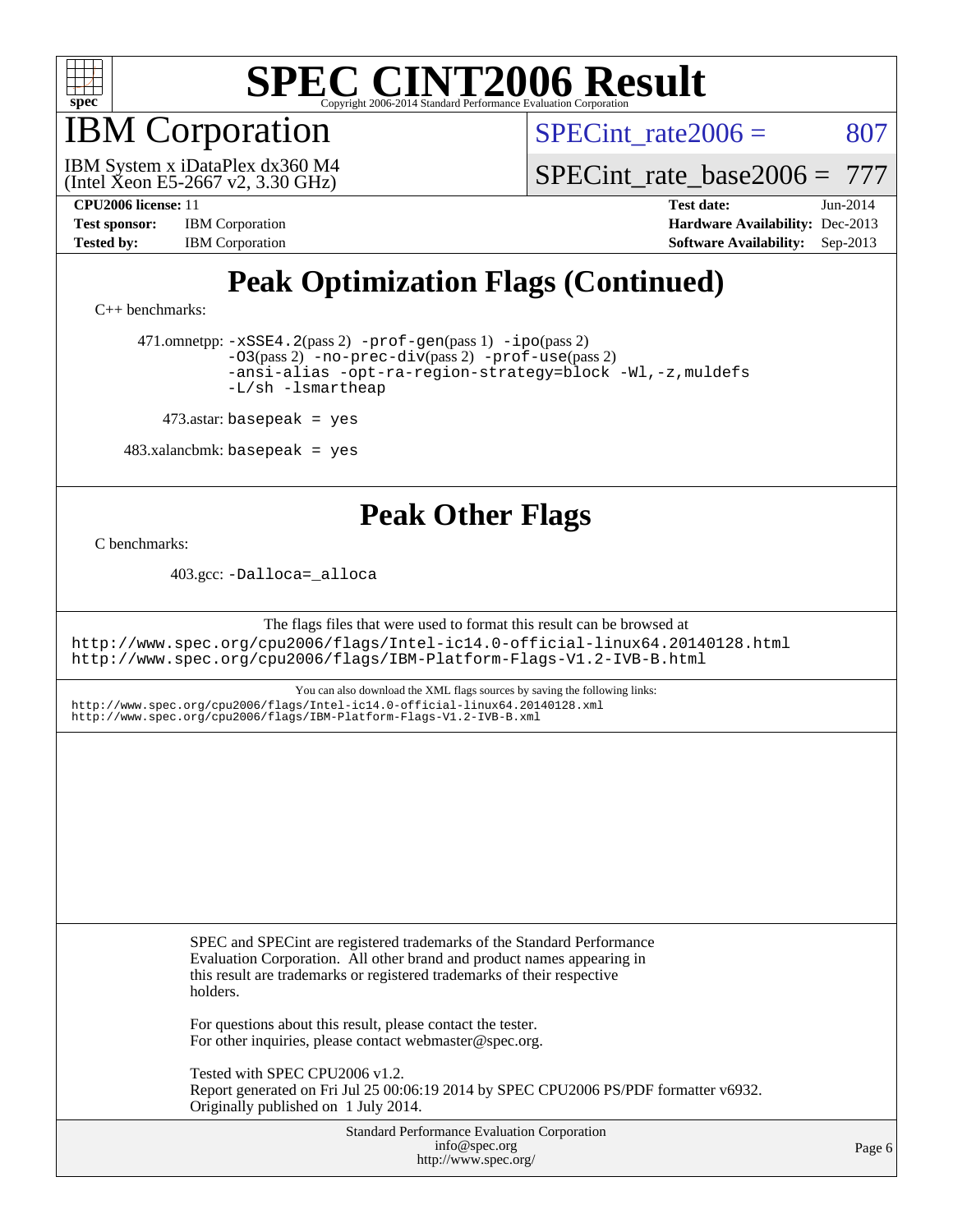# Peak Optimization Flags (Continued)

C++ benchmarks:

471.omnetpp: -xSSE4.2(pass 2) -prof-gen(pass 1) -ipo(pass 2) -O3(pass 2) -no-prec-div(pass 2) -prof-use(pass 2) -ansi-alias -opt-ra-region-strategy=block -Wl,-z,muldefs -L/sh -lsmartheap

473.astar: basepeak = yes

483.xalancbmk: basepeak = yes

# Peak Other Flags

C benchmarks:

403.gcc: -Dalloca=_alloca

The flags files that were used to format this result can be browsed at
http://www.spec.org/cpu2006/flags/Intel-ic14.0-official-linux64.20140128.html
http://www.spec.org/cpu2006/flags/IBM-Platform-Flags-V1.2-IVB-B.html

You can also download the XML flags sources by saving the following links:
http://www.spec.org/cpu2006/flags/Intel-ic14.0-official-linux64.20140128.xml
http://www.spec.org/cpu2006/flags/IBM-Platform-Flags-V1.2-IVB-B.xml

SPEC and SPECint are registered trademarks of the Standard Performance Evaluation Corporation. All other brand and product names appearing in this result are trademarks or registered trademarks of their respective holders.

For questions about this result, please contact the tester.
For other inquiries, please contact webmaster@spec.org.

Tested with SPEC CPU2006 v1.2.
Report generated on Fri Jul 25 00:06:19 2014 by SPEC CPU2006 PS/PDF formatter v6932.
Originally published on 1 July 2014.